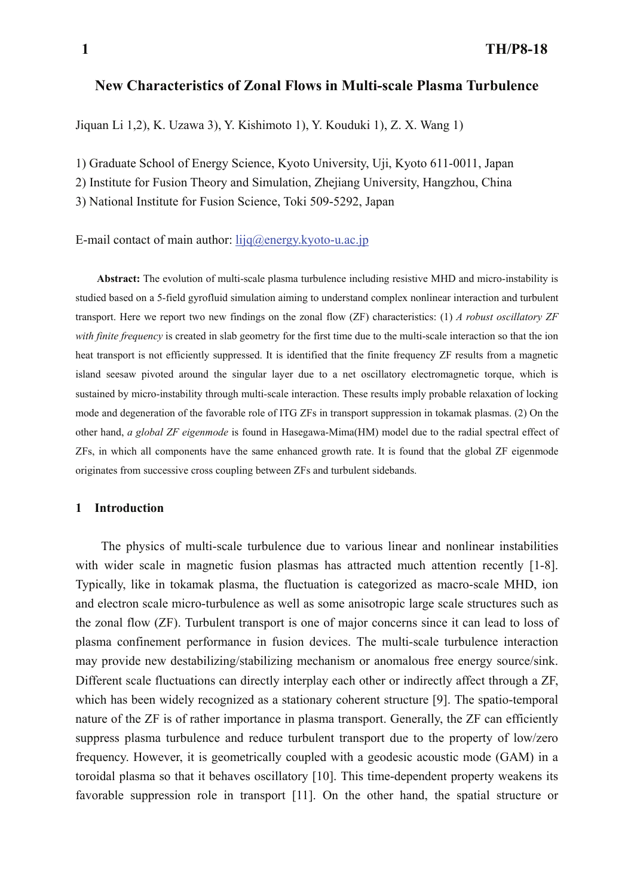# New Characteristics of Zonal Flows in Multi-scale Plasma Turbulence

Jiquan Li 1,2), K. Uzawa 3), Y. Kishimoto 1), Y. Kouduki 1), Z. X. Wang 1)

1) Graduate School of Energy Science, Kyoto University, Uji, Kyoto 611-0011, Japan
2) Institute for Fusion Theory and Simulation, Zhejiang University, Hangzhou, China
3) National Institute for Fusion Science, Toki 509-5292, Japan

E-mail contact of main author: lijq@energy.kyoto-u.ac.jp

**Abstract:** The evolution of multi-scale plasma turbulence including resistive MHD and micro-instability is studied based on a 5-field gyrofluid simulation aiming to understand complex nonlinear interaction and turbulent transport. Here we report two new findings on the zonal flow (ZF) characteristics: (1) *A robust oscillatory ZF with finite frequency* is created in slab geometry for the first time due to the multi-scale interaction so that the ion heat transport is not efficiently suppressed. It is identified that the finite frequency ZF results from a magnetic island seesaw pivoted around the singular layer due to a net oscillatory electromagnetic torque, which is sustained by micro-instability through multi-scale interaction. These results imply probable relaxation of locking mode and degeneration of the favorable role of ITG ZFs in transport suppression in tokamak plasmas. (2) On the other hand, *a global ZF eigenmode* is found in Hasegawa-Mima(HM) model due to the radial spectral effect of ZFs, in which all components have the same enhanced growth rate. It is found that the global ZF eigenmode originates from successive cross coupling between ZFs and turbulent sidebands.

## 1 Introduction

The physics of multi-scale turbulence due to various linear and nonlinear instabilities with wider scale in magnetic fusion plasmas has attracted much attention recently [1-8]. Typically, like in tokamak plasma, the fluctuation is categorized as macro-scale MHD, ion and electron scale micro-turbulence as well as some anisotropic large scale structures such as the zonal flow (ZF). Turbulent transport is one of major concerns since it can lead to loss of plasma confinement performance in fusion devices. The multi-scale turbulence interaction may provide new destabilizing/stabilizing mechanism or anomalous free energy source/sink. Different scale fluctuations can directly interplay each other or indirectly affect through a ZF, which has been widely recognized as a stationary coherent structure [9]. The spatio-temporal nature of the ZF is of rather importance in plasma transport. Generally, the ZF can efficiently suppress plasma turbulence and reduce turbulent transport due to the property of low/zero frequency. However, it is geometrically coupled with a geodesic acoustic mode (GAM) in a toroidal plasma so that it behaves oscillatory [10]. This time-dependent property weakens its favorable suppression role in transport [11]. On the other hand, the spatial structure or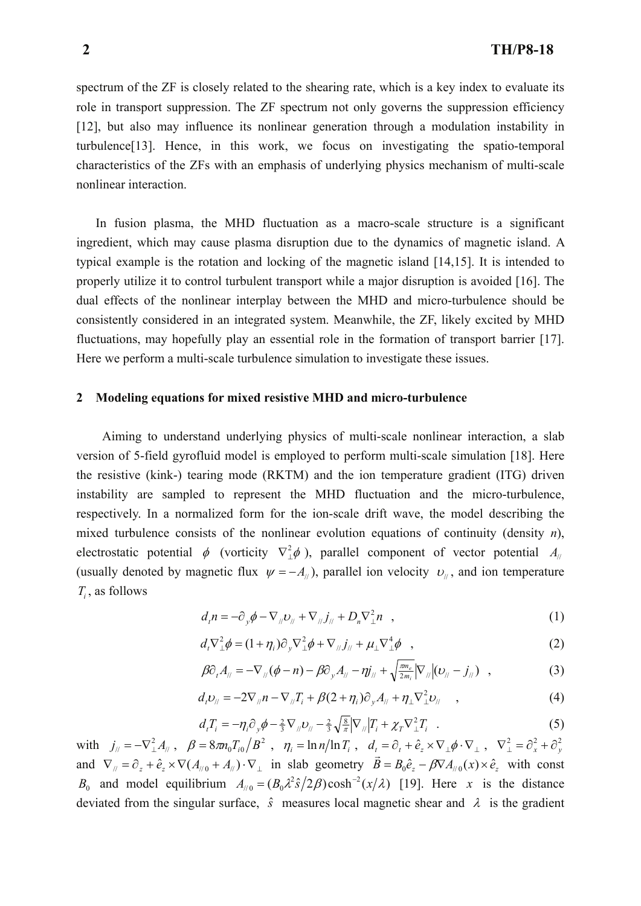spectrum of the ZF is closely related to the shearing rate, which is a key index to evaluate its role in transport suppression. The ZF spectrum not only governs the suppression efficiency [12], but also may influence its nonlinear generation through a modulation instability in turbulence[13]. Hence, in this work, we focus on investigating the spatio-temporal characteristics of the ZFs with an emphasis of underlying physics mechanism of multi-scale nonlinear interaction.

In fusion plasma, the MHD fluctuation as a macro-scale structure is a significant ingredient, which may cause plasma disruption due to the dynamics of magnetic island. A typical example is the rotation and locking of the magnetic island [14,15]. It is intended to properly utilize it to control turbulent transport while a major disruption is avoided [16]. The dual effects of the nonlinear interplay between the MHD and micro-turbulence should be consistently considered in an integrated system. Meanwhile, the ZF, likely excited by MHD fluctuations, may hopefully play an essential role in the formation of transport barrier [17]. Here we perform a multi-scale turbulence simulation to investigate these issues.

## 2 Modeling equations for mixed resistive MHD and micro-turbulence

Aiming to understand underlying physics of multi-scale nonlinear interaction, a slab version of 5-field gyrofluid model is employed to perform multi-scale simulation [18]. Here the resistive (kink-) tearing mode (RKTM) and the ion temperature gradient (ITG) driven instability are sampled to represent the MHD fluctuation and the micro-turbulence, respectively. In a normalized form for the ion-scale drift wave, the model describing the mixed turbulence consists of the nonlinear evolution equations of continuity (density $n$), electrostatic potential $\phi$ (vorticity $\nabla_\perp^2\phi$), parallel component of vector potential $A_{//}$ (usually denoted by magnetic flux $\psi = -A_{//}$), parallel ion velocity $\upsilon_{//}$, and ion temperature $T_i$, as follows

$$d_t n = -\partial_y \phi - \nabla_{//}\upsilon_{//} + \nabla_{//} j_{//} + D_n \nabla_\perp^2 n \quad , \tag{1}$$

$$d_t \nabla_\perp^2 \phi = (1+\eta_i)\partial_y \nabla_\perp^2 \phi + \nabla_{//} j_{//} + \mu_\perp \nabla_\perp^4 \phi \quad , \tag{2}$$

$$\beta \partial_t A_{//} = -\nabla_{//}(\phi - n) - \beta \partial_y A_{//} - \eta j_{//} + \sqrt{\tfrac{\pi m_e}{2 m_i}} \left|\nabla_{//}\right| (\upsilon_{//} - j_{//}) \quad , \tag{3}$$

$$d_t \upsilon_{//} = -2\nabla_{//} n - \nabla_{//} T_i + \beta(2+\eta_i)\partial_y A_{//} + \eta_\perp \nabla_\perp^2 \upsilon_{//} \quad , \tag{4}$$

$$d_t T_i = -\eta_i \partial_y \phi - \tfrac{2}{3}\nabla_{//}\upsilon_{//} - \tfrac{2}{3}\sqrt{\tfrac{8}{\pi}} \left|\nabla_{//}\right| T_i + \chi_T \nabla_\perp^2 T_i \quad . \tag{5}$$

with $j_{//} = -\nabla_\perp^2 A_{//}$ , $\beta = 8\pi n_0 T_{i0} / B^2$ , $\eta_i = \ln n / \ln T_i$ , $d_t = \partial_t + \hat{e}_z \times \nabla_\perp \phi \cdot \nabla_\perp$ , $\nabla_\perp^2 = \partial_x^2 + \partial_y^2$ and $\nabla_{//} = \partial_z + \hat{e}_z \times \nabla(A_{//0} + A_{//}) \cdot \nabla_\perp$ in slab geometry $\vec{B} = B_0 \hat{e}_z - \beta \nabla A_{//0}(x) \times \hat{e}_z$ with const $B_0$ and model equilibrium $A_{//0} = (B_0 \lambda^2 \hat{s} / 2\beta)\cosh^{-2}(x/\lambda)$ [19]. Here $x$ is the distance deviated from the singular surface, $\hat{s}$ measures local magnetic shear and $\lambda$ is the gradient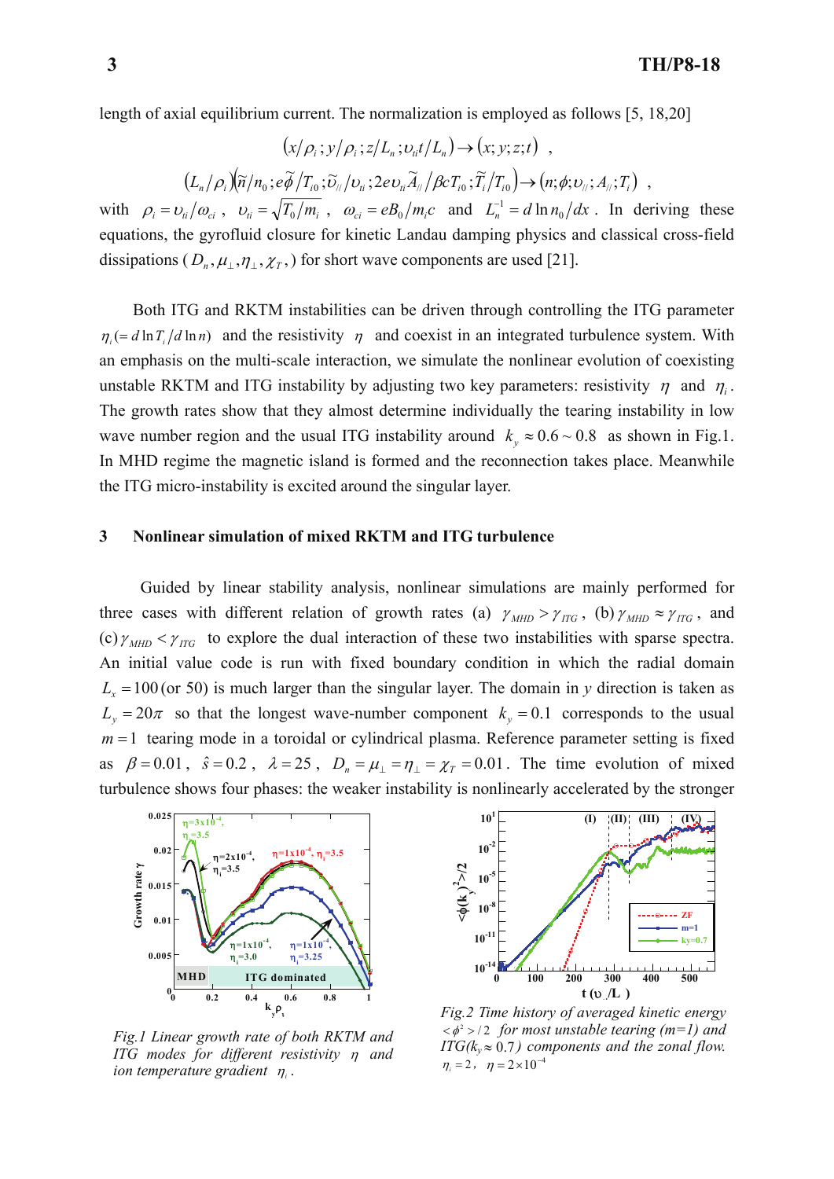length of axial equilibrium current. The normalization is employed as follows [5, 18,20]

$$(x/\rho_i; y/\rho_i; z/L_n; \upsilon_{ti}t/L_n) \rightarrow (x; y; z; t) \ ,$$

$$(L_n/\rho_i)(\widetilde{n}/n_0; e\widetilde{\phi}/T_{i0}; \widetilde{\upsilon}_{//}/\upsilon_{ti}; 2e\upsilon_{ti}\widetilde{A}_{//}/\beta c T_{i0}; \widetilde{T}_i/T_{i0}) \rightarrow (n; \phi; \upsilon_{//}; A_{//}; T_i) \ ,$$

with $\rho_i = \upsilon_{ti}/\omega_{ci}$, $\upsilon_{ti} = \sqrt{T_0/m_i}$, $\omega_{ci} = eB_0/m_i c$ and $L_n^{-1} = d\ln n_0/dx$. In deriving these equations, the gyrofluid closure for kinetic Landau damping physics and classical cross-field dissipations ($D_n, \mu_\perp, \eta_\perp, \chi_T$,) for short wave components are used [21].

Both ITG and RKTM instabilities can be driven through controlling the ITG parameter $\eta_i (= d\ln T_i / d\ln n)$ and the resistivity $\eta$ and coexist in an integrated turbulence system. With an emphasis on the multi-scale interaction, we simulate the nonlinear evolution of coexisting unstable RKTM and ITG instability by adjusting two key parameters: resistivity $\eta$ and $\eta_i$. The growth rates show that they almost determine individually the tearing instability in low wave number region and the usual ITG instability around $k_y \approx 0.6 \sim 0.8$ as shown in Fig.1. In MHD regime the magnetic island is formed and the reconnection takes place. Meanwhile the ITG micro-instability is excited around the singular layer.

## 3 Nonlinear simulation of mixed RKTM and ITG turbulence

Guided by linear stability analysis, nonlinear simulations are mainly performed for three cases with different relation of growth rates (a) $\gamma_{MHD} > \gamma_{ITG}$, (b) $\gamma_{MHD} \approx \gamma_{ITG}$, and (c) $\gamma_{MHD} < \gamma_{ITG}$ to explore the dual interaction of these two instabilities with sparse spectra. An initial value code is run with fixed boundary condition in which the radial domain $L_x = 100$ (or 50) is much larger than the singular layer. The domain in $y$ direction is taken as $L_y = 20\pi$ so that the longest wave-number component $k_y = 0.1$ corresponds to the usual $m = 1$ tearing mode in a toroidal or cylindrical plasma. Reference parameter setting is fixed as $\beta = 0.01$, $\hat{s} = 0.2$, $\lambda = 25$, $D_n = \mu_\perp = \eta_\perp = \chi_T = 0.01$. The time evolution of mixed turbulence shows four phases: the weaker instability is nonlinearly accelerated by the stronger

*Fig.1 Linear growth rate of both RKTM and ITG modes for different resistivity $\eta$ and ion temperature gradient $\eta_i$.*

*Fig.2 Time history of averaged kinetic energy $<\phi^2>/2$ for most unstable tearing (m=1) and ITG($k_y \approx 0.7$) components and the zonal flow. $\eta_i = 2$, $\eta = 2\times10^{-4}$*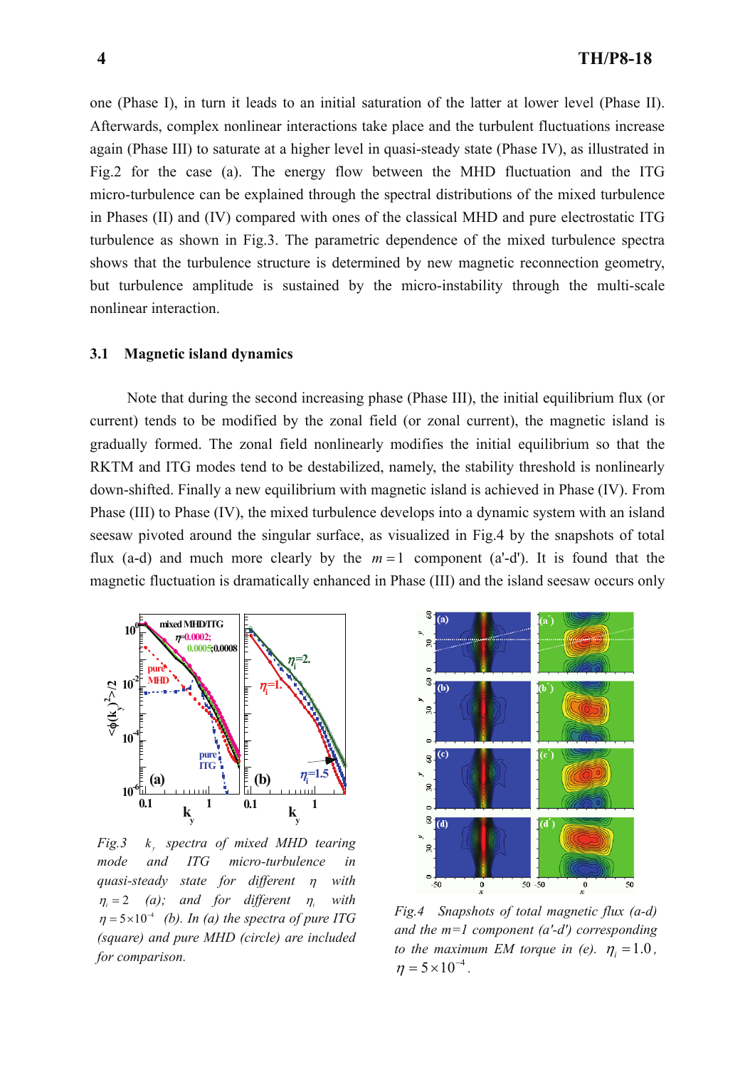one (Phase I), in turn it leads to an initial saturation of the latter at lower level (Phase II). Afterwards, complex nonlinear interactions take place and the turbulent fluctuations increase again (Phase III) to saturate at a higher level in quasi-steady state (Phase IV), as illustrated in Fig.2 for the case (a). The energy flow between the MHD fluctuation and the ITG micro-turbulence can be explained through the spectral distributions of the mixed turbulence in Phases (II) and (IV) compared with ones of the classical MHD and pure electrostatic ITG turbulence as shown in Fig.3. The parametric dependence of the mixed turbulence spectra shows that the turbulence structure is determined by new magnetic reconnection geometry, but turbulence amplitude is sustained by the micro-instability through the multi-scale nonlinear interaction.

### 3.1 Magnetic island dynamics

Note that during the second increasing phase (Phase III), the initial equilibrium flux (or current) tends to be modified by the zonal field (or zonal current), the magnetic island is gradually formed. The zonal field nonlinearly modifies the initial equilibrium so that the RKTM and ITG modes tend to be destabilized, namely, the stability threshold is nonlinearly down-shifted. Finally a new equilibrium with magnetic island is achieved in Phase (IV). From Phase (III) to Phase (IV), the mixed turbulence develops into a dynamic system with an island seesaw pivoted around the singular surface, as visualized in Fig.4 by the snapshots of total flux (a-d) and much more clearly by the $m=1$ component (a'-d'). It is found that the magnetic fluctuation is dramatically enhanced in Phase (III) and the island seesaw occurs only

*Fig.3 $k_y$ spectra of mixed MHD tearing mode and ITG micro-turbulence in quasi-steady state for different $\eta$ with $\eta_i = 2$ (a); and for different $\eta_i$ with $\eta = 5\times10^{-4}$ (b). In (a) the spectra of pure ITG (square) and pure MHD (circle) are included for comparison.*

*Fig.4 Snapshots of total magnetic flux (a-d) and the m=1 component (a'-d') corresponding to the maximum EM torque in (e). $\eta_i = 1.0$, $\eta = 5\times10^{-4}$.*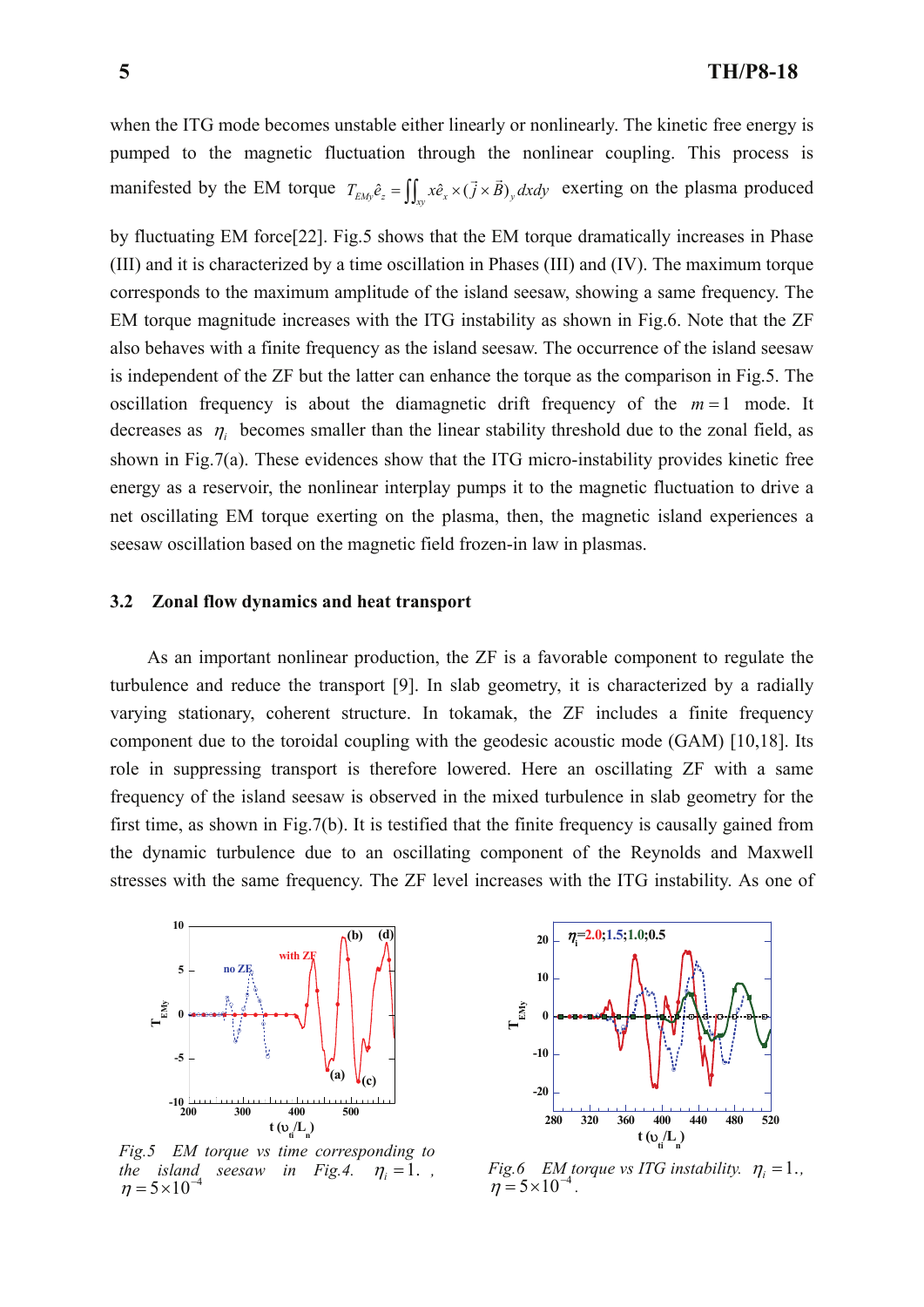when the ITG mode becomes unstable either linearly or nonlinearly. The kinetic free energy is pumped to the magnetic fluctuation through the nonlinear coupling. This process is manifested by the EM torque $T_{EMy}\hat{e}_z = \iint_{xy} x\hat{e}_x \times (\vec{j}\times\vec{B})_y dxdy$ exerting on the plasma produced by fluctuating EM force[22]. Fig.5 shows that the EM torque dramatically increases in Phase (III) and it is characterized by a time oscillation in Phases (III) and (IV). The maximum torque corresponds to the maximum amplitude of the island seesaw, showing a same frequency. The EM torque magnitude increases with the ITG instability as shown in Fig.6. Note that the ZF also behaves with a finite frequency as the island seesaw. The occurrence of the island seesaw is independent of the ZF but the latter can enhance the torque as the comparison in Fig.5. The oscillation frequency is about the diamagnetic drift frequency of the $m=1$ mode. It decreases as $\eta_i$ becomes smaller than the linear stability threshold due to the zonal field, as shown in Fig.7(a). These evidences show that the ITG micro-instability provides kinetic free energy as a reservoir, the nonlinear interplay pumps it to the magnetic fluctuation to drive a net oscillating EM torque exerting on the plasma, then, the magnetic island experiences a seesaw oscillation based on the magnetic field frozen-in law in plasmas.

### 3.2 Zonal flow dynamics and heat transport

As an important nonlinear production, the ZF is a favorable component to regulate the turbulence and reduce the transport [9]. In slab geometry, it is characterized by a radially varying stationary, coherent structure. In tokamak, the ZF includes a finite frequency component due to the toroidal coupling with the geodesic acoustic mode (GAM) [10,18]. Its role in suppressing transport is therefore lowered. Here an oscillating ZF with a same frequency of the island seesaw is observed in the mixed turbulence in slab geometry for the first time, as shown in Fig.7(b). It is testified that the finite frequency is causally gained from the dynamic turbulence due to an oscillating component of the Reynolds and Maxwell stresses with the same frequency. The ZF level increases with the ITG instability. As one of

*Fig.5 EM torque vs time corresponding to the island seesaw in Fig.4. $\eta_i = 1.$ , $\eta = 5\times10^{-4}$*

*Fig.6 EM torque vs ITG instability. $\eta_i = 1.$, $\eta = 5\times10^{-4}$.*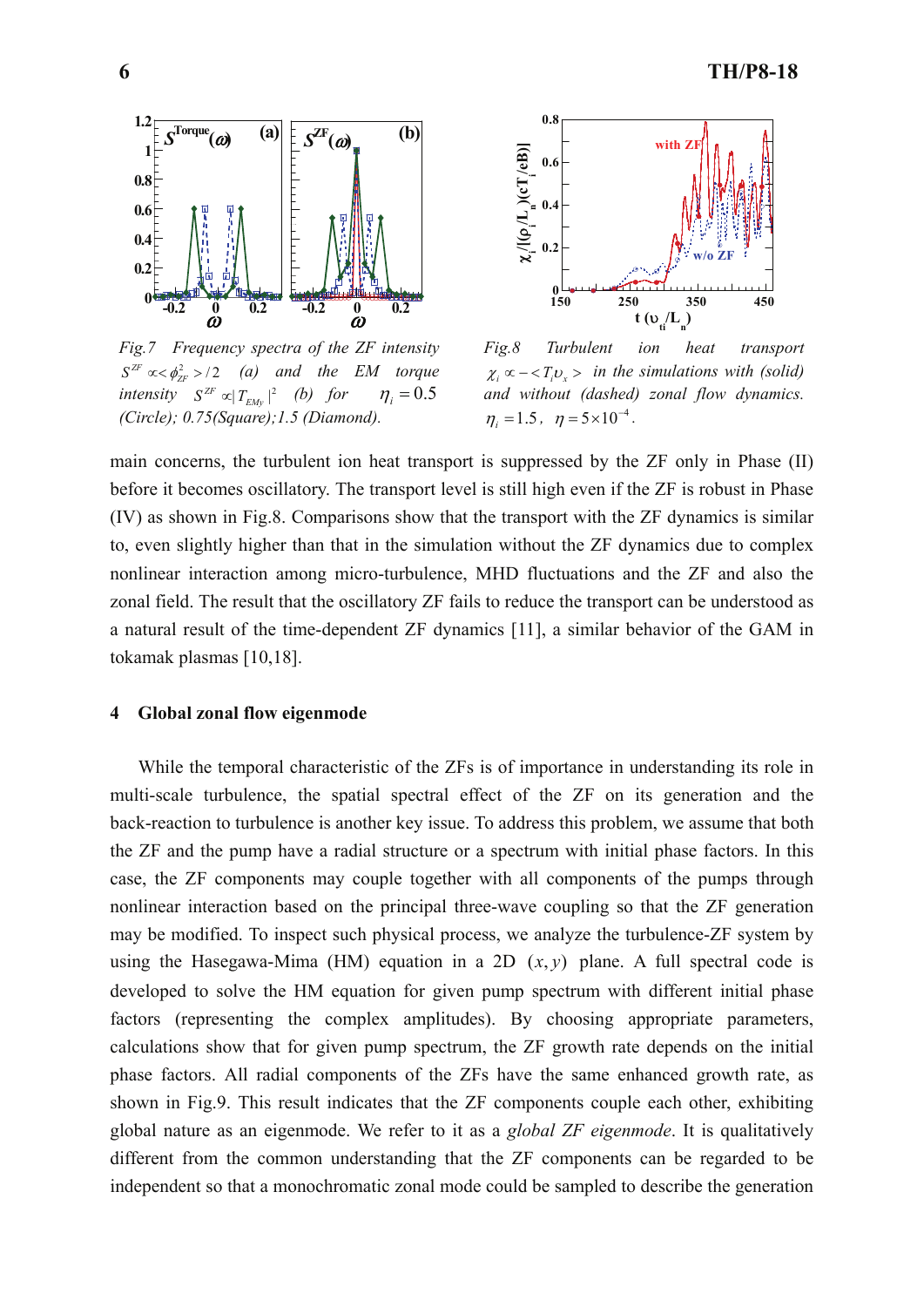*Fig.7 Frequency spectra of the ZF intensity $S^{ZF} \propto <\phi_{ZF}^2>/2$ (a) and the EM torque intensity $S^{ZF} \propto |T_{EMy}|^2$ (b) for $\eta_i = 0.5$ (Circle); 0.75(Square);1.5 (Diamond).*

*Fig.8 Turbulent ion heat transport $\chi_i \propto -<T_i \upsilon_x>$ in the simulations with (solid) and without (dashed) zonal flow dynamics. $\eta_i = 1.5$, $\eta = 5\times10^{-4}$.*

main concerns, the turbulent ion heat transport is suppressed by the ZF only in Phase (II) before it becomes oscillatory. The transport level is still high even if the ZF is robust in Phase (IV) as shown in Fig.8. Comparisons show that the transport with the ZF dynamics is similar to, even slightly higher than that in the simulation without the ZF dynamics due to complex nonlinear interaction among micro-turbulence, MHD fluctuations and the ZF and also the zonal field. The result that the oscillatory ZF fails to reduce the transport can be understood as a natural result of the time-dependent ZF dynamics [11], a similar behavior of the GAM in tokamak plasmas [10,18].

## 4 Global zonal flow eigenmode

While the temporal characteristic of the ZFs is of importance in understanding its role in multi-scale turbulence, the spatial spectral effect of the ZF on its generation and the back-reaction to turbulence is another key issue. To address this problem, we assume that both the ZF and the pump have a radial structure or a spectrum with initial phase factors. In this case, the ZF components may couple together with all components of the pumps through nonlinear interaction based on the principal three-wave coupling so that the ZF generation may be modified. To inspect such physical process, we analyze the turbulence-ZF system by using the Hasegawa-Mima (HM) equation in a 2D $(x, y)$ plane. A full spectral code is developed to solve the HM equation for given pump spectrum with different initial phase factors (representing the complex amplitudes). By choosing appropriate parameters, calculations show that for given pump spectrum, the ZF growth rate depends on the initial phase factors. All radial components of the ZFs have the same enhanced growth rate, as shown in Fig.9. This result indicates that the ZF components couple each other, exhibiting global nature as an eigenmode. We refer to it as a *global ZF eigenmode*. It is qualitatively different from the common understanding that the ZF components can be regarded to be independent so that a monochromatic zonal mode could be sampled to describe the generation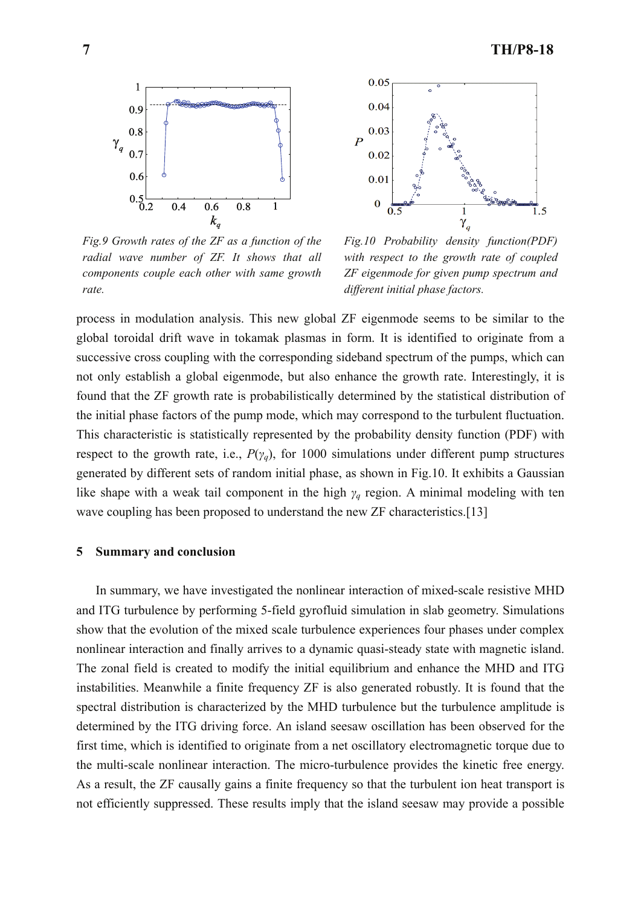*Fig.9 Growth rates of the ZF as a function of the radial wave number of ZF. It shows that all components couple each other with same growth rate.*

*Fig.10 Probability density function(PDF) with respect to the growth rate of coupled ZF eigenmode for given pump spectrum and different initial phase factors.*

process in modulation analysis. This new global ZF eigenmode seems to be similar to the global toroidal drift wave in tokamak plasmas in form. It is identified to originate from a successive cross coupling with the corresponding sideband spectrum of the pumps, which can not only establish a global eigenmode, but also enhance the growth rate. Interestingly, it is found that the ZF growth rate is probabilistically determined by the statistical distribution of the initial phase factors of the pump mode, which may correspond to the turbulent fluctuation. This characteristic is statistically represented by the probability density function (PDF) with respect to the growth rate, i.e., $P(\gamma_q)$, for 1000 simulations under different pump structures generated by different sets of random initial phase, as shown in Fig.10. It exhibits a Gaussian like shape with a weak tail component in the high $\gamma_q$ region. A minimal modeling with ten wave coupling has been proposed to understand the new ZF characteristics.[13]

## 5 Summary and conclusion

In summary, we have investigated the nonlinear interaction of mixed-scale resistive MHD and ITG turbulence by performing 5-field gyrofluid simulation in slab geometry. Simulations show that the evolution of the mixed scale turbulence experiences four phases under complex nonlinear interaction and finally arrives to a dynamic quasi-steady state with magnetic island. The zonal field is created to modify the initial equilibrium and enhance the MHD and ITG instabilities. Meanwhile a finite frequency ZF is also generated robustly. It is found that the spectral distribution is characterized by the MHD turbulence but the turbulence amplitude is determined by the ITG driving force. An island seesaw oscillation has been observed for the first time, which is identified to originate from a net oscillatory electromagnetic torque due to the multi-scale nonlinear interaction. The micro-turbulence provides the kinetic free energy. As a result, the ZF causally gains a finite frequency so that the turbulent ion heat transport is not efficiently suppressed. These results imply that the island seesaw may provide a possible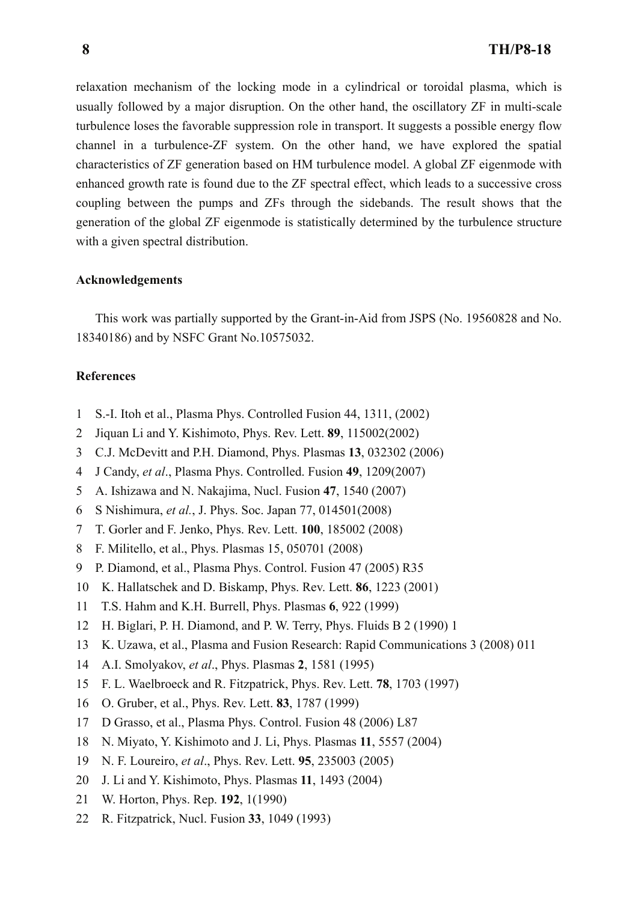relaxation mechanism of the locking mode in a cylindrical or toroidal plasma, which is usually followed by a major disruption. On the other hand, the oscillatory ZF in multi-scale turbulence loses the favorable suppression role in transport. It suggests a possible energy flow channel in a turbulence-ZF system. On the other hand, we have explored the spatial characteristics of ZF generation based on HM turbulence model. A global ZF eigenmode with enhanced growth rate is found due to the ZF spectral effect, which leads to a successive cross coupling between the pumps and ZFs through the sidebands. The result shows that the generation of the global ZF eigenmode is statistically determined by the turbulence structure with a given spectral distribution.

#### Acknowledgements

This work was partially supported by the Grant-in-Aid from JSPS (No. 19560828 and No. 18340186) and by NSFC Grant No.10575032.

#### References

1 S.-I. Itoh et al., Plasma Phys. Controlled Fusion 44, 1311, (2002)
2 Jiquan Li and Y. Kishimoto, Phys. Rev. Lett. **89**, 115002(2002)
3 C.J. McDevitt and P.H. Diamond, Phys. Plasmas **13**, 032302 (2006)
4 J Candy, *et al*., Plasma Phys. Controlled. Fusion **49**, 1209(2007)
5 A. Ishizawa and N. Nakajima, Nucl. Fusion **47**, 1540 (2007)
6 S Nishimura, *et al.*, J. Phys. Soc. Japan 77, 014501(2008)
7 T. Gorler and F. Jenko, Phys. Rev. Lett. **100**, 185002 (2008)
8 F. Militello, et al., Phys. Plasmas 15, 050701 (2008)
9 P. Diamond, et al., Plasma Phys. Control. Fusion 47 (2005) R35
10 K. Hallatschek and D. Biskamp, Phys. Rev. Lett. **86**, 1223 (2001)
11 T.S. Hahm and K.H. Burrell, Phys. Plasmas **6**, 922 (1999)
12 H. Biglari, P. H. Diamond, and P. W. Terry, Phys. Fluids B 2 (1990) 1
13 K. Uzawa, et al., Plasma and Fusion Research: Rapid Communications 3 (2008) 011
14 A.I. Smolyakov, *et al*., Phys. Plasmas **2**, 1581 (1995)
15 F. L. Waelbroeck and R. Fitzpatrick, Phys. Rev. Lett. **78**, 1703 (1997)
16 O. Gruber, et al., Phys. Rev. Lett. **83**, 1787 (1999)
17 D Grasso, et al., Plasma Phys. Control. Fusion 48 (2006) L87
18 N. Miyato, Y. Kishimoto and J. Li, Phys. Plasmas **11**, 5557 (2004)
19 N. F. Loureiro, *et al*., Phys. Rev. Lett. **95**, 235003 (2005)
20 J. Li and Y. Kishimoto, Phys. Plasmas **11**, 1493 (2004)
21 W. Horton, Phys. Rep. **192**, 1(1990)
22 R. Fitzpatrick, Nucl. Fusion **33**, 1049 (1993)